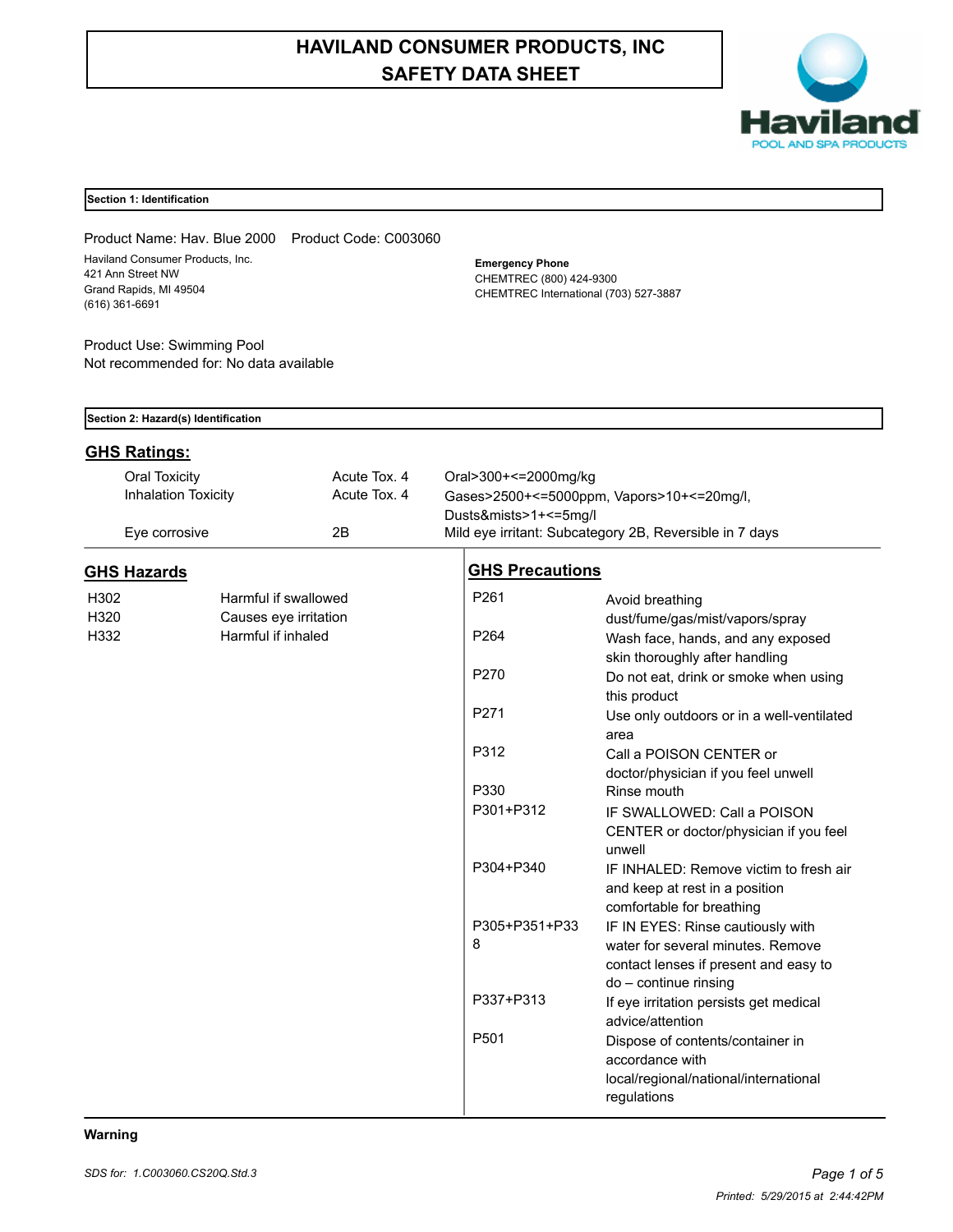# HAVILAND CONSUMER PRODUCTS, INC
# SAFETY DATA SHEET

Haviland
POOL AND SPA PRODUCTS

## Section 1: Identification

Product Name: Hav. Blue 2000 Product Code: C003060

Haviland Consumer Products, Inc.
421 Ann Street NW
Grand Rapids, MI 49504
(616) 361-6691

**Emergency Phone**
CHEMTREC (800) 424-9300
CHEMTREC International (703) 527-3887

Product Use: Swimming Pool
Not recommended for: No data available

## Section 2: Hazard(s) Identification

### GHS Ratings:

| | | |
|---|---|---|
| Oral Toxicity | Acute Tox. 4 | Oral>300+<=2000mg/kg |
| Inhalation Toxicity | Acute Tox. 4 | Gases>2500+<=5000ppm, Vapors>10+<=20mg/l, Dusts&mists>1+<=5mg/l |
| Eye corrosive | 2B | Mild eye irritant: Subcategory 2B, Reversible in 7 days |

### GHS Hazards

| | |
|---|---|
| H302 | Harmful if swallowed |
| H320 | Causes eye irritation |
| H332 | Harmful if inhaled |

### GHS Precautions

| | |
|---|---|
| P261 | Avoid breathing dust/fume/gas/mist/vapors/spray |
| P264 | Wash face, hands, and any exposed skin thoroughly after handling |
| P270 | Do not eat, drink or smoke when using this product |
| P271 | Use only outdoors or in a well-ventilated area |
| P312 | Call a POISON CENTER or doctor/physician if you feel unwell |
| P330 | Rinse mouth |
| P301+P312 | IF SWALLOWED: Call a POISON CENTER or doctor/physician if you feel unwell |
| P304+P340 | IF INHALED: Remove victim to fresh air and keep at rest in a position comfortable for breathing |
| P305+P351+P338 | IF IN EYES: Rinse cautiously with water for several minutes. Remove contact lenses if present and easy to do – continue rinsing |
| P337+P313 | If eye irritation persists get medical advice/attention |
| P501 | Dispose of contents/container in accordance with local/regional/national/international regulations |

**Warning**

*SDS for: 1.C003060.CS20Q.Std.3*

*Printed: 5/29/2015 at 2:44:42PM*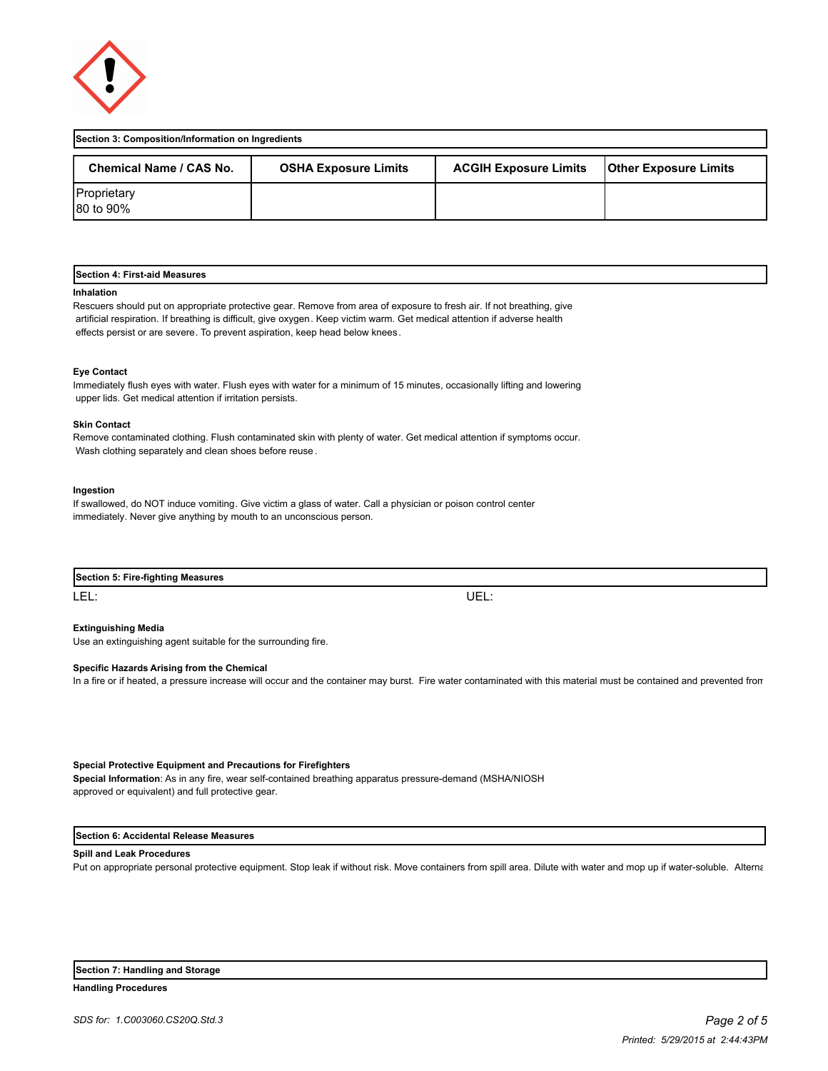## Section 3: Composition/Information on Ingredients

| Chemical Name / CAS No. | OSHA Exposure Limits | ACGIH Exposure Limits | Other Exposure Limits |
|---|---|---|---|
| Proprietary<br>80 to 90% | | | |

## Section 4: First-aid Measures

**Inhalation**

Rescuers should put on appropriate protective gear. Remove from area of exposure to fresh air. If not breathing, give artificial respiration. If breathing is difficult, give oxygen. Keep victim warm. Get medical attention if adverse health effects persist or are severe. To prevent aspiration, keep head below knees.

**Eye Contact**

Immediately flush eyes with water. Flush eyes with water for a minimum of 15 minutes, occasionally lifting and lowering upper lids. Get medical attention if irritation persists.

**Skin Contact**

Remove contaminated clothing. Flush contaminated skin with plenty of water. Get medical attention if symptoms occur. Wash clothing separately and clean shoes before reuse.

**Ingestion**

If swallowed, do NOT induce vomiting. Give victim a glass of water. Call a physician or poison control center immediately. Never give anything by mouth to an unconscious person.

## Section 5: Fire-fighting Measures

LEL: UEL:

**Extinguishing Media**

Use an extinguishing agent suitable for the surrounding fire.

**Specific Hazards Arising from the Chemical**

In a fire or if heated, a pressure increase will occur and the container may burst. Fire water contaminated with this material must be contained and prevented fron

**Special Protective Equipment and Precautions for Firefighters**

**Special Information**: As in any fire, wear self-contained breathing apparatus pressure-demand (MSHA/NIOSH approved or equivalent) and full protective gear.

## Section 6: Accidental Release Measures

**Spill and Leak Procedures**

Put on appropriate personal protective equipment. Stop leak if without risk. Move containers from spill area. Dilute with water and mop up if water-soluble. Alterna

## Section 7: Handling and Storage

**Handling Procedures**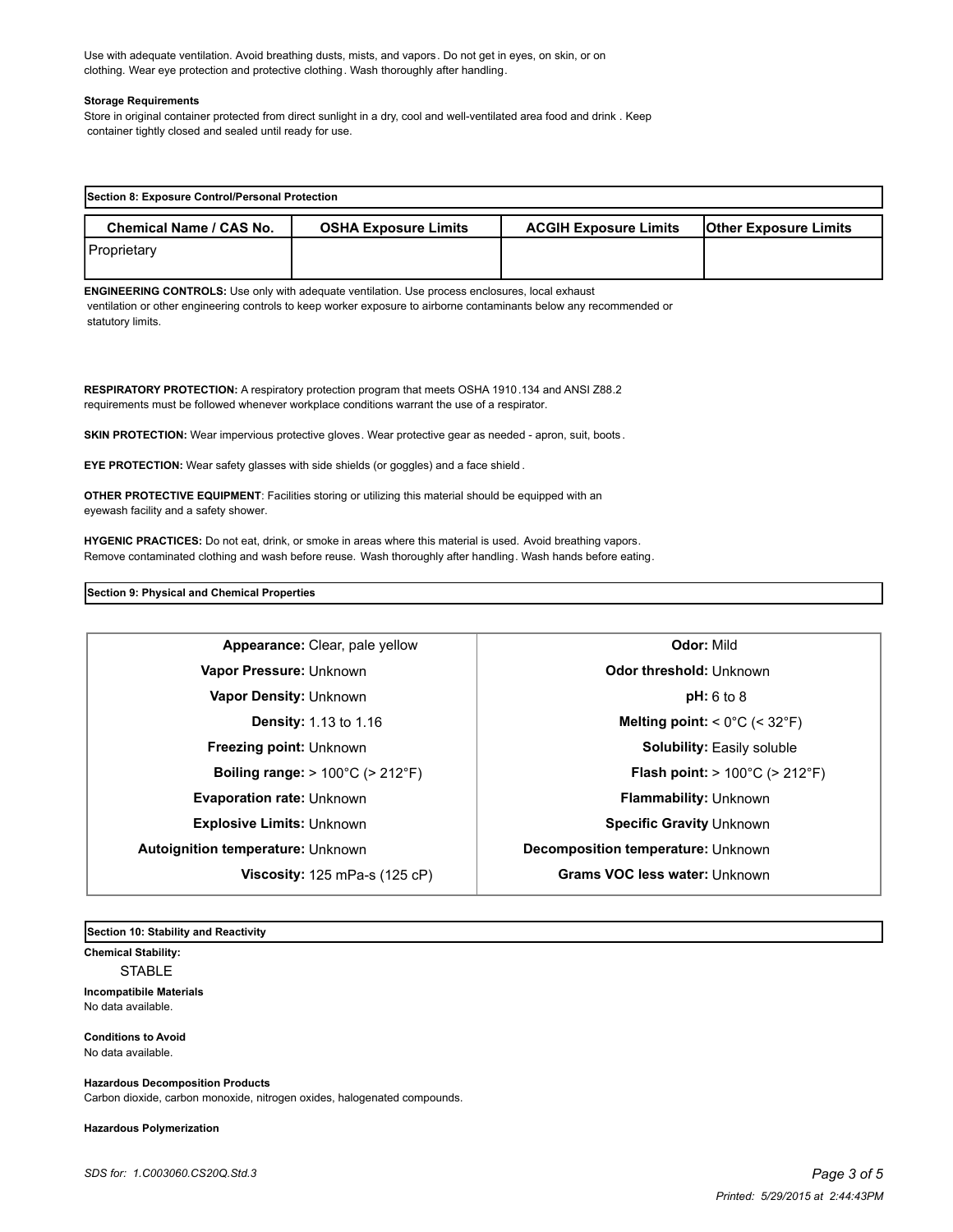Use with adequate ventilation. Avoid breathing dusts, mists, and vapors. Do not get in eyes, on skin, or on clothing. Wear eye protection and protective clothing. Wash thoroughly after handling.

**Storage Requirements**

Store in original container protected from direct sunlight in a dry, cool and well-ventilated area food and drink . Keep container tightly closed and sealed until ready for use.

## Section 8: Exposure Control/Personal Protection

| Chemical Name / CAS No. | OSHA Exposure Limits | ACGIH Exposure Limits | Other Exposure Limits |
|---|---|---|---|
| Proprietary | | | |

**ENGINEERING CONTROLS:** Use only with adequate ventilation. Use process enclosures, local exhaust ventilation or other engineering controls to keep worker exposure to airborne contaminants below any recommended or statutory limits.

**RESPIRATORY PROTECTION:** A respiratory protection program that meets OSHA 1910.134 and ANSI Z88.2 requirements must be followed whenever workplace conditions warrant the use of a respirator.

**SKIN PROTECTION:** Wear impervious protective gloves. Wear protective gear as needed - apron, suit, boots.

**EYE PROTECTION:** Wear safety glasses with side shields (or goggles) and a face shield.

**OTHER PROTECTIVE EQUIPMENT**: Facilities storing or utilizing this material should be equipped with an eyewash facility and a safety shower.

**HYGENIC PRACTICES:** Do not eat, drink, or smoke in areas where this material is used. Avoid breathing vapors. Remove contaminated clothing and wash before reuse. Wash thoroughly after handling. Wash hands before eating.

## Section 9: Physical and Chemical Properties

| | |
|---|---|
| **Appearance:** Clear, pale yellow | **Odor:** Mild |
| **Vapor Pressure:** Unknown | **Odor threshold:** Unknown |
| **Vapor Density:** Unknown | **pH:** 6 to 8 |
| **Density:** 1.13 to 1.16 | **Melting point:** < 0°C (< 32°F) |
| **Freezing point:** Unknown | **Solubility:** Easily soluble |
| **Boiling range:** > 100°C (> 212°F) | **Flash point:** > 100°C (> 212°F) |
| **Evaporation rate:** Unknown | **Flammability:** Unknown |
| **Explosive Limits:** Unknown | **Specific Gravity** Unknown |
| **Autoignition temperature:** Unknown | **Decomposition temperature:** Unknown |
| **Viscosity:** 125 mPa-s (125 cP) | **Grams VOC less water:** Unknown |

## Section 10: Stability and Reactivity

**Chemical Stability:**

STABLE

**Incompatibile Materials**

No data available.

**Conditions to Avoid**

No data available.

**Hazardous Decomposition Products**

Carbon dioxide, carbon monoxide, nitrogen oxides, halogenated compounds.

**Hazardous Polymerization**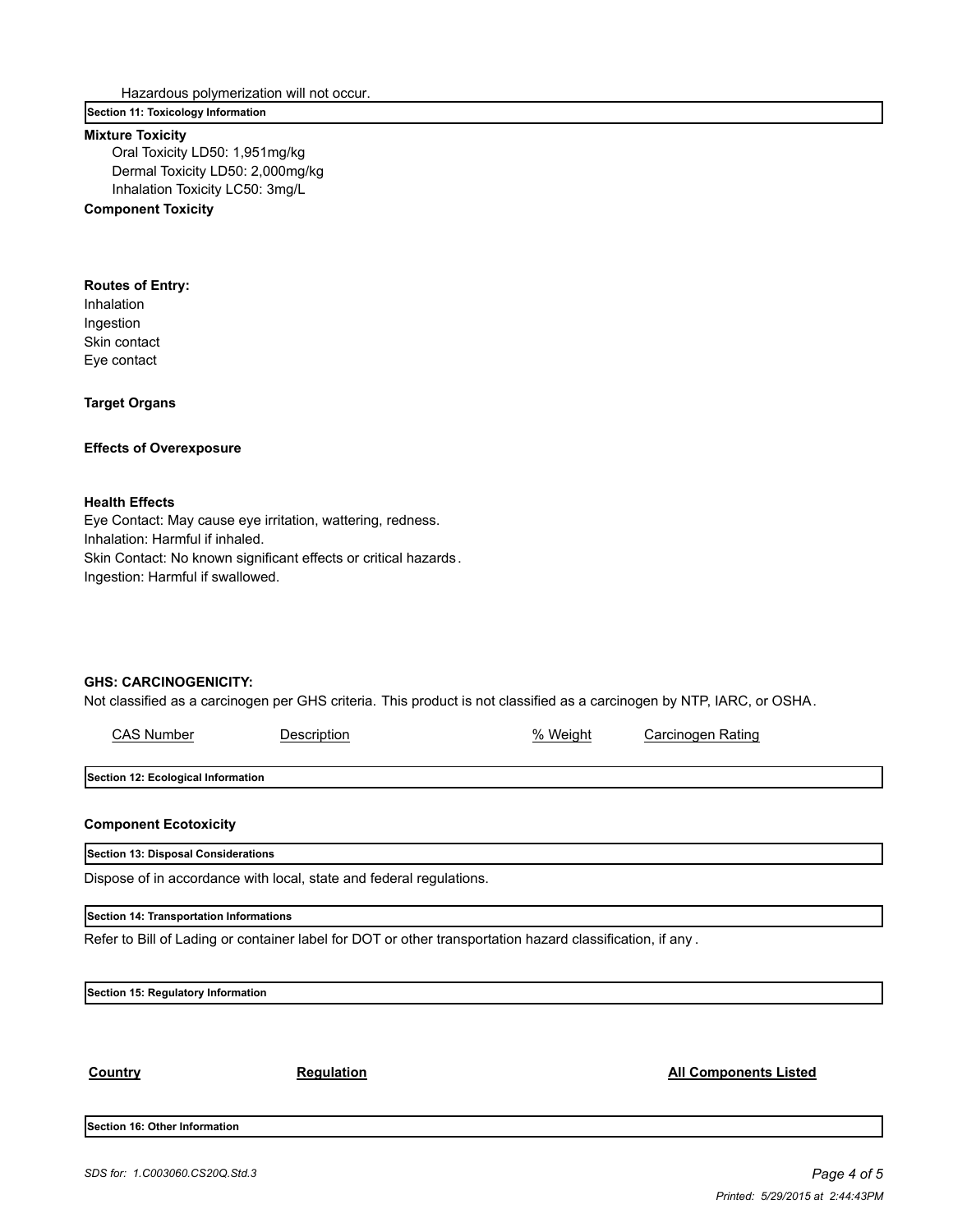Hazardous polymerization will not occur.

## Section 11: Toxicology Information

**Mixture Toxicity**

Oral Toxicity LD50: 1,951mg/kg
Dermal Toxicity LD50: 2,000mg/kg
Inhalation Toxicity LC50: 3mg/L

**Component Toxicity**

**Routes of Entry:**

Inhalation
Ingestion
Skin contact
Eye contact

**Target Organs**

**Effects of Overexposure**

**Health Effects**

Eye Contact: May cause eye irritation, wattering, redness.
Inhalation: Harmful if inhaled.
Skin Contact: No known significant effects or critical hazards.
Ingestion: Harmful if swallowed.

**GHS: CARCINOGENICITY:**

Not classified as a carcinogen per GHS criteria. This product is not classified as a carcinogen by NTP, IARC, or OSHA.

| CAS Number | Description | % Weight | Carcinogen Rating |
|---|---|---|---|

## Section 12: Ecological Information

**Component Ecotoxicity**

## Section 13: Disposal Considerations

Dispose of in accordance with local, state and federal regulations.

## Section 14: Transportation Informations

Refer to Bill of Lading or container label for DOT or other transportation hazard classification, if any.

## Section 15: Regulatory Information

| Country | Regulation | All Components Listed |
|---|---|---|

## Section 16: Other Information

*SDS for: 1.C003060.CS20Q.Std.3*

*Printed: 5/29/2015 at 2:44:43PM*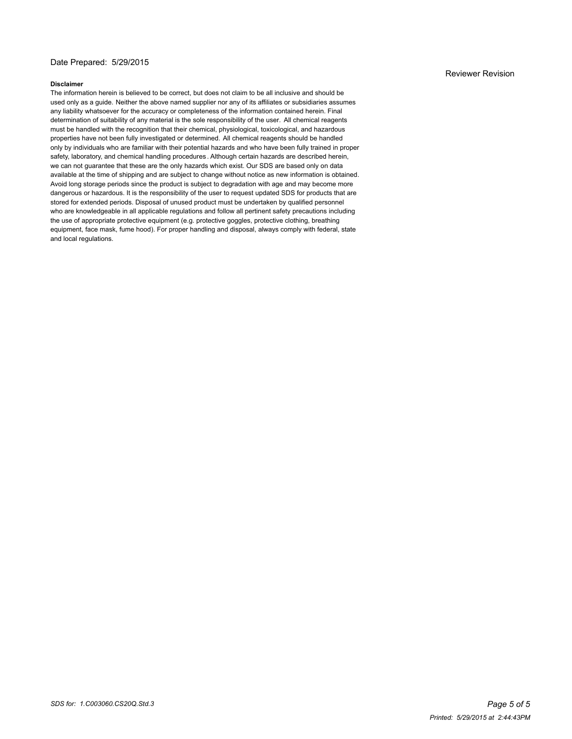Date Prepared: 5/29/2015

Reviewer Revision

**Disclaimer**

The information herein is believed to be correct, but does not claim to be all inclusive and should be used only as a guide. Neither the above named supplier nor any of its affiliates or subsidiaries assumes any liability whatsoever for the accuracy or completeness of the information contained herein. Final determination of suitability of any material is the sole responsibility of the user. All chemical reagents must be handled with the recognition that their chemical, physiological, toxicological, and hazardous properties have not been fully investigated or determined. All chemical reagents should be handled only by individuals who are familiar with their potential hazards and who have been fully trained in proper safety, laboratory, and chemical handling procedures. Although certain hazards are described herein, we can not guarantee that these are the only hazards which exist. Our SDS are based only on data available at the time of shipping and are subject to change without notice as new information is obtained. Avoid long storage periods since the product is subject to degradation with age and may become more dangerous or hazardous. It is the responsibility of the user to request updated SDS for products that are stored for extended periods. Disposal of unused product must be undertaken by qualified personnel who are knowledgeable in all applicable regulations and follow all pertinent safety precautions including the use of appropriate protective equipment (e.g. protective goggles, protective clothing, breathing equipment, face mask, fume hood). For proper handling and disposal, always comply with federal, state and local regulations.